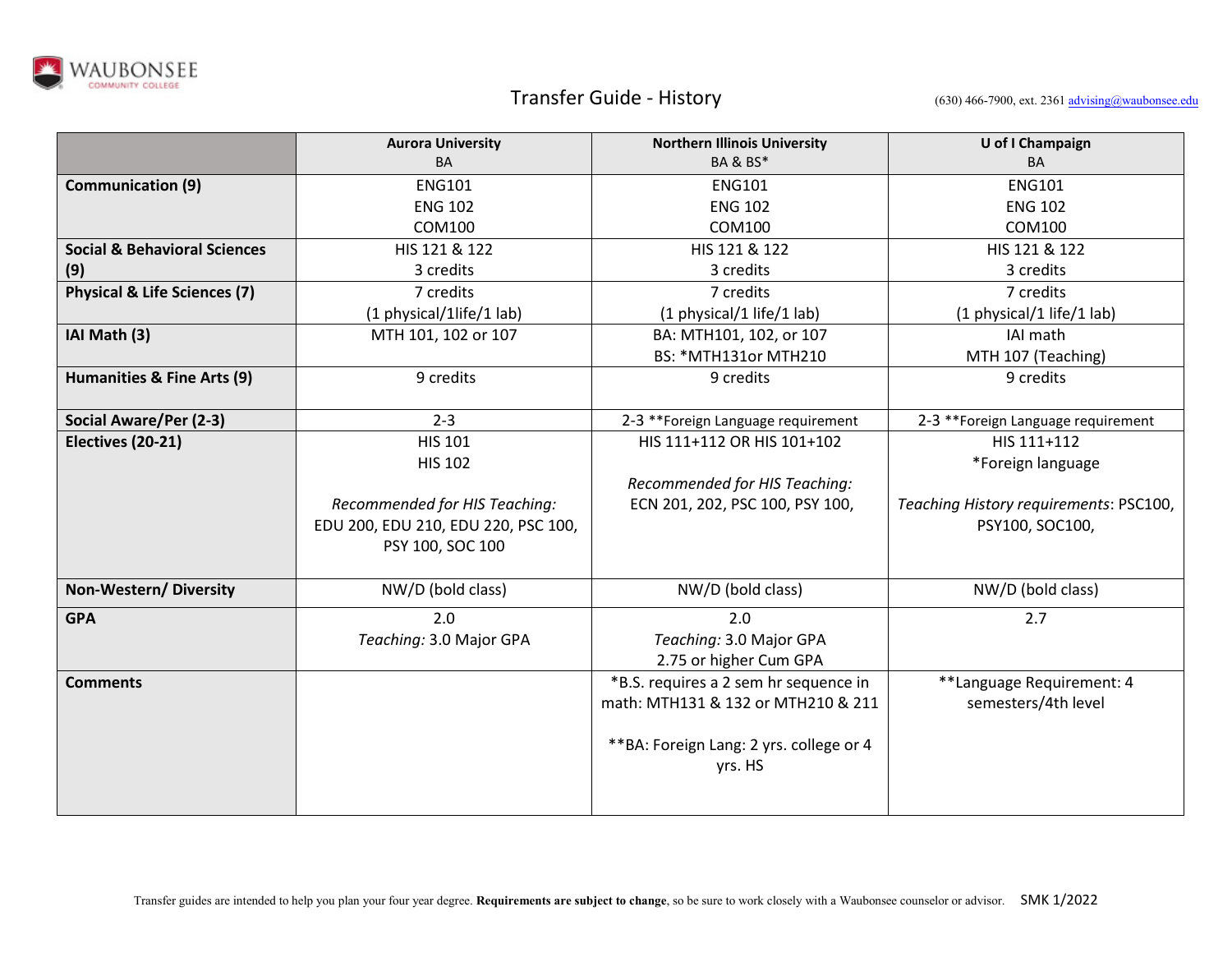# Transfer Guide - History

(630) 466-7900, ext. 2361 advising@waubonsee.edu

| | Aurora University<br>BA | Northern Illinois University<br>BA & BS* | U of I Champaign<br>BA |
|---|---|---|---|
| **Communication (9)** | ENG101<br>ENG 102<br>COM100 | ENG101<br>ENG 102<br>COM100 | ENG101<br>ENG 102<br>COM100 |
| **Social & Behavioral Sciences (9)** | HIS 121 & 122<br>3 credits | HIS 121 & 122<br>3 credits | HIS 121 & 122<br>3 credits |
| **Physical & Life Sciences (7)** | 7 credits<br>(1 physical/1life/1 lab) | 7 credits<br>(1 physical/1 life/1 lab) | 7 credits<br>(1 physical/1 life/1 lab) |
| **IAI Math (3)** | MTH 101, 102 or 107 | BA: MTH101, 102, or 107<br>BS: *MTH131or MTH210 | IAI math<br>MTH 107 (Teaching) |
| **Humanities & Fine Arts (9)** | 9 credits | 9 credits | 9 credits |
| **Social Aware/Per (2-3)** | 2-3 | 2-3 **Foreign Language requirement | 2-3 **Foreign Language requirement |
| **Electives (20-21)** | HIS 101<br>HIS 102<br><br>*Recommended for HIS Teaching:*<br>EDU 200, EDU 210, EDU 220, PSC 100, PSY 100, SOC 100 | HIS 111+112 OR HIS 101+102<br><br>*Recommended for HIS Teaching:*<br>ECN 201, 202, PSC 100, PSY 100, | HIS 111+112<br>*Foreign language<br><br>*Teaching History requirements*: PSC100, PSY100, SOC100, |
| **Non-Western/ Diversity** | NW/D (bold class) | NW/D (bold class) | NW/D (bold class) |
| **GPA** | 2.0<br>*Teaching:* 3.0 Major GPA | 2.0<br>*Teaching:* 3.0 Major GPA<br>2.75 or higher Cum GPA | 2.7 |
| **Comments** | | *B.S. requires a 2 sem hr sequence in math: MTH131 & 132 or MTH210 & 211<br><br>**BA: Foreign Lang: 2 yrs. college or 4 yrs. HS | **Language Requirement: 4 semesters/4th level |

Transfer guides are intended to help you plan your four year degree. **Requirements are subject to change**, so be sure to work closely with a Waubonsee counselor or advisor. SMK 1/2022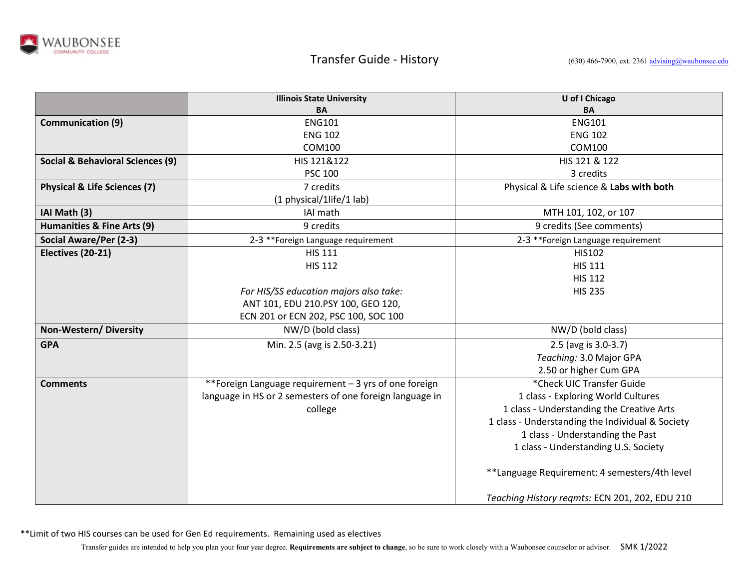# Transfer Guide - History

(630) 466-7900, ext. 2361 advising@waubonsee.edu

| | Illinois State University<br>BA | U of I Chicago<br>BA |
|---|---|---|
| **Communication (9)** | ENG101<br>ENG 102<br>COM100 | ENG101<br>ENG 102<br>COM100 |
| **Social & Behavioral Sciences (9)** | HIS 121&122<br>PSC 100 | HIS 121 & 122<br>3 credits |
| **Physical & Life Sciences (7)** | 7 credits<br>(1 physical/1life/1 lab) | Physical & Life science & **Labs with both** |
| **IAI Math (3)** | IAI math | MTH 101, 102, or 107 |
| **Humanities & Fine Arts (9)** | 9 credits | 9 credits (See comments) |
| **Social Aware/Per (2-3)** | 2-3 **Foreign Language requirement | 2-3 **Foreign Language requirement |
| **Electives (20-21)** | HIS 111<br>HIS 112<br><br>*For HIS/SS education majors also take:*<br>ANT 101, EDU 210.PSY 100, GEO 120,<br>ECN 201 or ECN 202, PSC 100, SOC 100 | HIS102<br>HIS 111<br>HIS 112<br>HIS 235 |
| **Non-Western/ Diversity** | NW/D (bold class) | NW/D (bold class) |
| **GPA** | Min. 2.5 (avg is 2.50-3.21) | 2.5 (avg is 3.0-3.7)<br>*Teaching:* 3.0 Major GPA<br>2.50 or higher Cum GPA |
| **Comments** | **Foreign Language requirement – 3 yrs of one foreign language in HS or 2 semesters of one foreign language in college | *Check UIC Transfer Guide<br>1 class - Exploring World Cultures<br>1 class - Understanding the Creative Arts<br>1 class - Understanding the Individual & Society<br>1 class - Understanding the Past<br>1 class - Understanding U.S. Society<br><br>**Language Requirement: 4 semesters/4th level<br><br>*Teaching History reqmts:* ECN 201, 202, EDU 210 |

**Limit of two HIS courses can be used for Gen Ed requirements. Remaining used as electives

Transfer guides are intended to help you plan your four year degree. **Requirements are subject to change**, so be sure to work closely with a Waubonsee counselor or advisor. SMK 1/2022